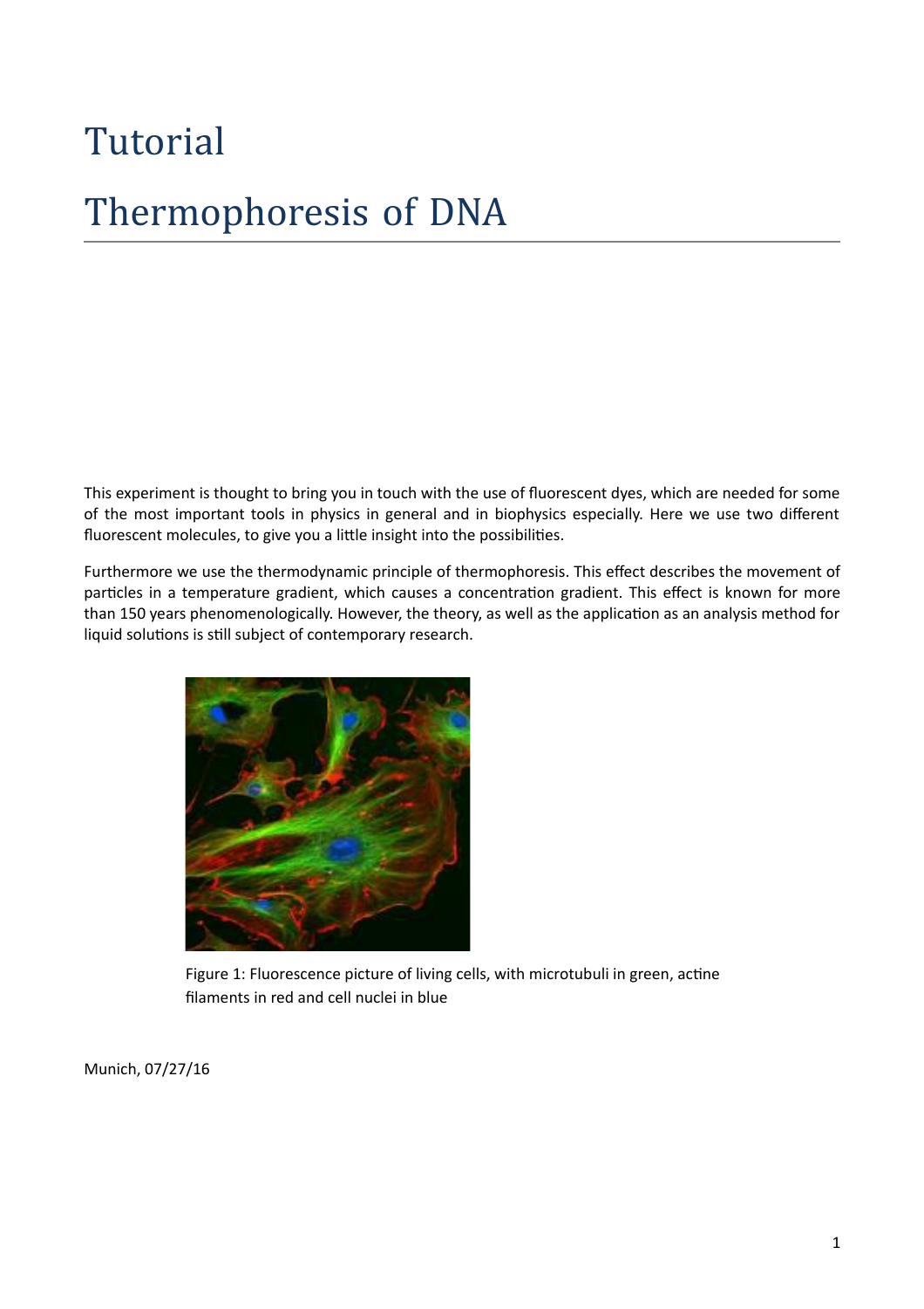# Tutorial

# Thermophoresis of DNA

This experiment is thought to bring you in touch with the use of fluorescent dyes, which are needed for some of the most important tools in physics in general and in biophysics especially. Here we use two different fluorescent molecules, to give you a little insight into the possibilities.

Furthermore we use the thermodynamic principle of thermophoresis. This effect describes the movement of particles in a temperature gradient, which causes a concentration gradient. This effect is known for more than 150 years phenomenologically. However, the theory, as well as the application as an analysis method for liquid solutions is still subject of contemporary research.

Figure 1: Fluorescence picture of living cells, with microtubuli in green, actine filaments in red and cell nuclei in blue

Munich, 07/27/16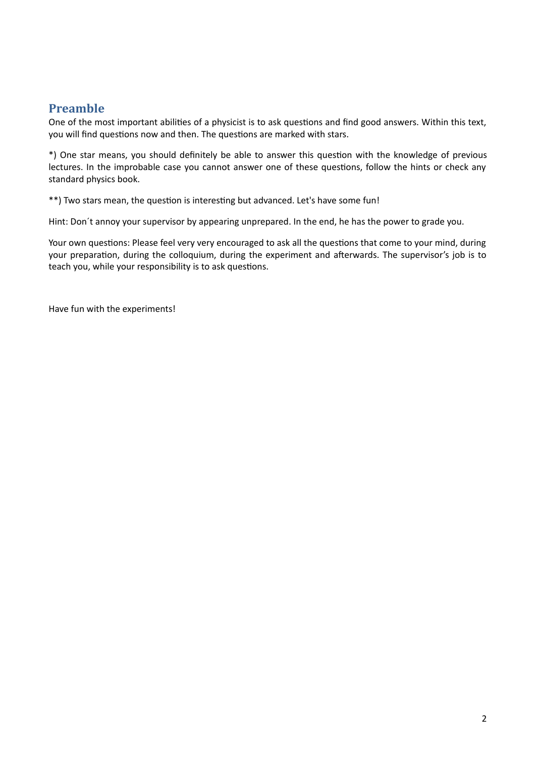## Preamble

One of the most important abilities of a physicist is to ask questions and find good answers. Within this text, you will find questions now and then. The questions are marked with stars.

*) One star means, you should definitely be able to answer this question with the knowledge of previous lectures. In the improbable case you cannot answer one of these questions, follow the hints or check any standard physics book.

**) Two stars mean, the question is interesting but advanced. Let's have some fun!

Hint: Don´t annoy your supervisor by appearing unprepared. In the end, he has the power to grade you.

Your own questions: Please feel very very encouraged to ask all the questions that come to your mind, during your preparation, during the colloquium, during the experiment and afterwards. The supervisor's job is to teach you, while your responsibility is to ask questions.

Have fun with the experiments!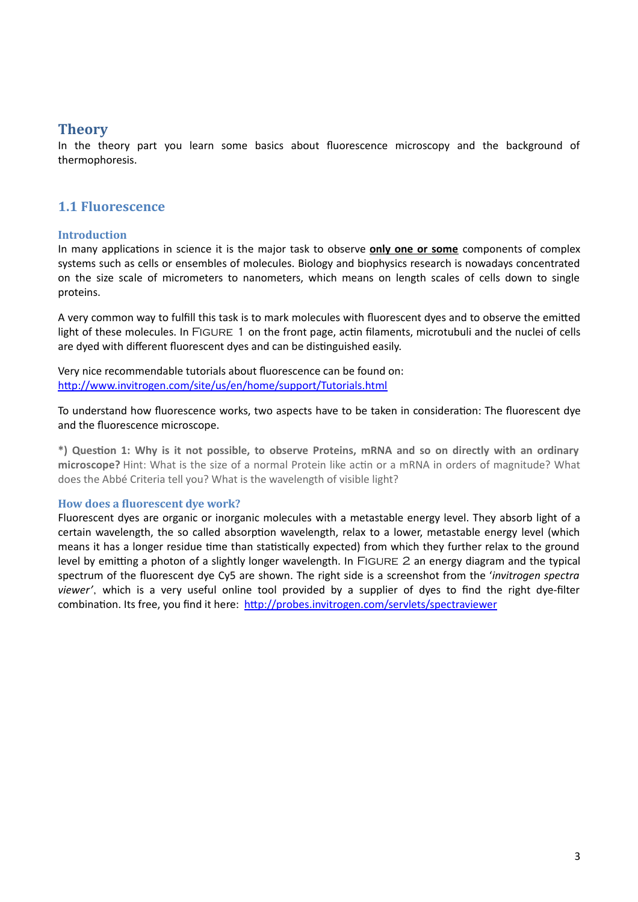# Theory

In the theory part you learn some basics about fluorescence microscopy and the background of thermophoresis.

## 1.1 Fluorescence

### Introduction

In many applications in science it is the major task to observe **only one or some** components of complex systems such as cells or ensembles of molecules. Biology and biophysics research is nowadays concentrated on the size scale of micrometers to nanometers, which means on length scales of cells down to single proteins.

A very common way to fulfill this task is to mark molecules with fluorescent dyes and to observe the emitted light of these molecules. In FIGURE 1 on the front page, actin filaments, microtubuli and the nuclei of cells are dyed with different fluorescent dyes and can be distinguished easily.

Very nice recommendable tutorials about fluorescence can be found on:
http://www.invitrogen.com/site/us/en/home/support/Tutorials.html

To understand how fluorescence works, two aspects have to be taken in consideration: The fluorescent dye and the fluorescence microscope.

***) Question 1: Why is it not possible, to observe Proteins, mRNA and so on directly with an ordinary microscope?** Hint: What is the size of a normal Protein like actin or a mRNA in orders of magnitude? What does the Abbé Criteria tell you? What is the wavelength of visible light?

### How does a fluorescent dye work?

Fluorescent dyes are organic or inorganic molecules with a metastable energy level. They absorb light of a certain wavelength, the so called absorption wavelength, relax to a lower, metastable energy level (which means it has a longer residue time than statistically expected) from which they further relax to the ground level by emitting a photon of a slightly longer wavelength. In FIGURE 2 an energy diagram and the typical spectrum of the fluorescent dye Cy5 are shown. The right side is a screenshot from the '*invitrogen spectra viewer'*, which is a very useful online tool provided by a supplier of dyes to find the right dye-filter combination. Its free, you find it here: http://probes.invitrogen.com/servlets/spectraviewer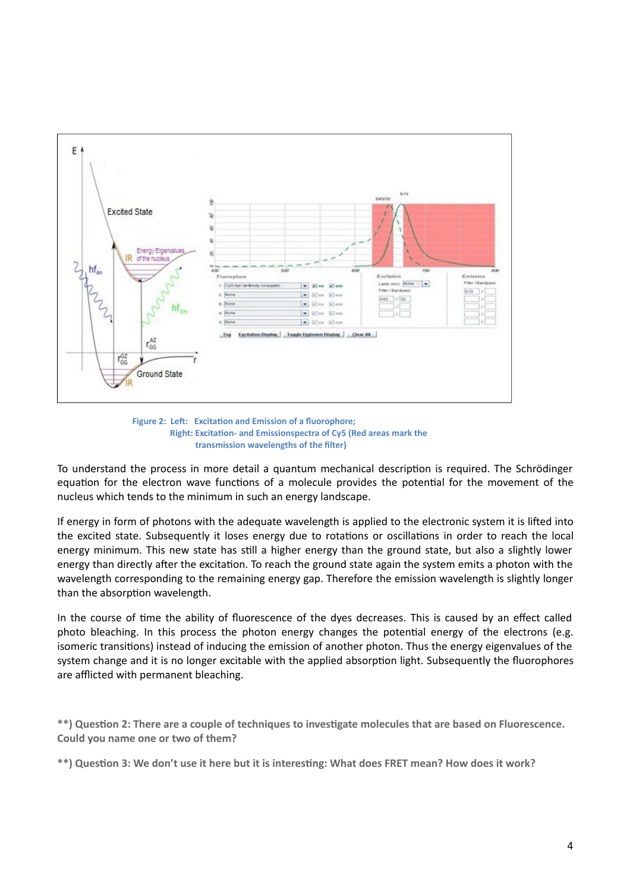Figure 2: Left: Excitation and Emission of a fluorophore;
Right: Excitation- and Emissionspectra of Cy5 (Red areas mark the transmission wavelengths of the filter)

To understand the process in more detail a quantum mechanical description is required. The Schrödinger equation for the electron wave functions of a molecule provides the potential for the movement of the nucleus which tends to the minimum in such an energy landscape.

If energy in form of photons with the adequate wavelength is applied to the electronic system it is lifted into the excited state. Subsequently it loses energy due to rotations or oscillations in order to reach the local energy minimum. This new state has still a higher energy than the ground state, but also a slightly lower energy than directly after the excitation. To reach the ground state again the system emits a photon with the wavelength corresponding to the remaining energy gap. Therefore the emission wavelength is slightly longer than the absorption wavelength.

In the course of time the ability of fluorescence of the dyes decreases. This is caused by an effect called photo bleaching. In this process the photon energy changes the potential energy of the electrons (e.g. isomeric transitions) instead of inducing the emission of another photon. Thus the energy eigenvalues of the system change and it is no longer excitable with the applied absorption light. Subsequently the fluorophores are afflicted with permanent bleaching.

**\*\*) Question 2: There are a couple of techniques to investigate molecules that are based on Fluorescence. Could you name one or two of them?**

**\*\*) Question 3: We don't use it here but it is interesting: What does FRET mean? How does it work?**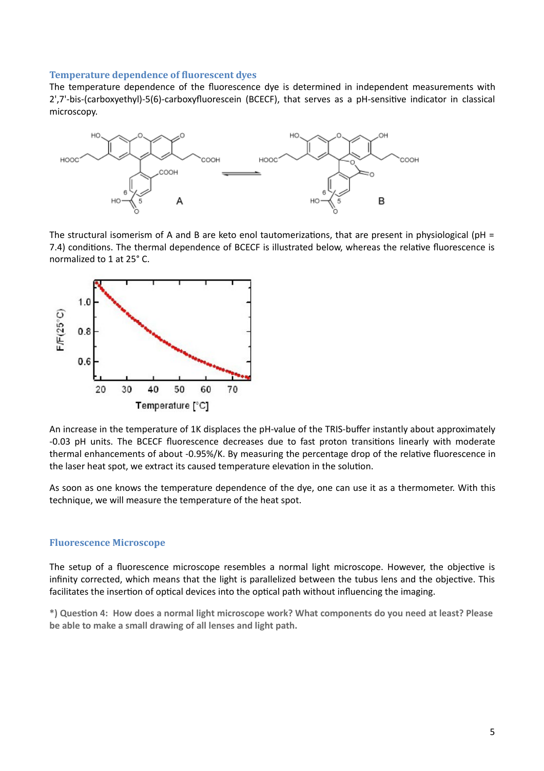### Temperature dependence of fluorescent dyes

The temperature dependence of the fluorescence dye is determined in independent measurements with 2',7'-bis-(carboxyethyl)-5(6)-carboxyfluorescein (BCECF), that serves as a pH-sensitive indicator in classical microscopy.

The structural isomerism of A and B are keto enol tautomerizations, that are present in physiological (pH = 7.4) conditions. The thermal dependence of BCECF is illustrated below, whereas the relative fluorescence is normalized to 1 at 25° C.

An increase in the temperature of 1K displaces the pH-value of the TRIS-buffer instantly about approximately -0.03 pH units. The BCECF fluorescence decreases due to fast proton transitions linearly with moderate thermal enhancements of about -0.95%/K. By measuring the percentage drop of the relative fluorescence in the laser heat spot, we extract its caused temperature elevation in the solution.

As soon as one knows the temperature dependence of the dye, one can use it as a thermometer. With this technique, we will measure the temperature of the heat spot.

### Fluorescence Microscope

The setup of a fluorescence microscope resembles a normal light microscope. However, the objective is infinity corrected, which means that the light is parallelized between the tubus lens and the objective. This facilitates the insertion of optical devices into the optical path without influencing the imaging.

**\*) Question 4: How does a normal light microscope work? What components do you need at least? Please be able to make a small drawing of all lenses and light path.**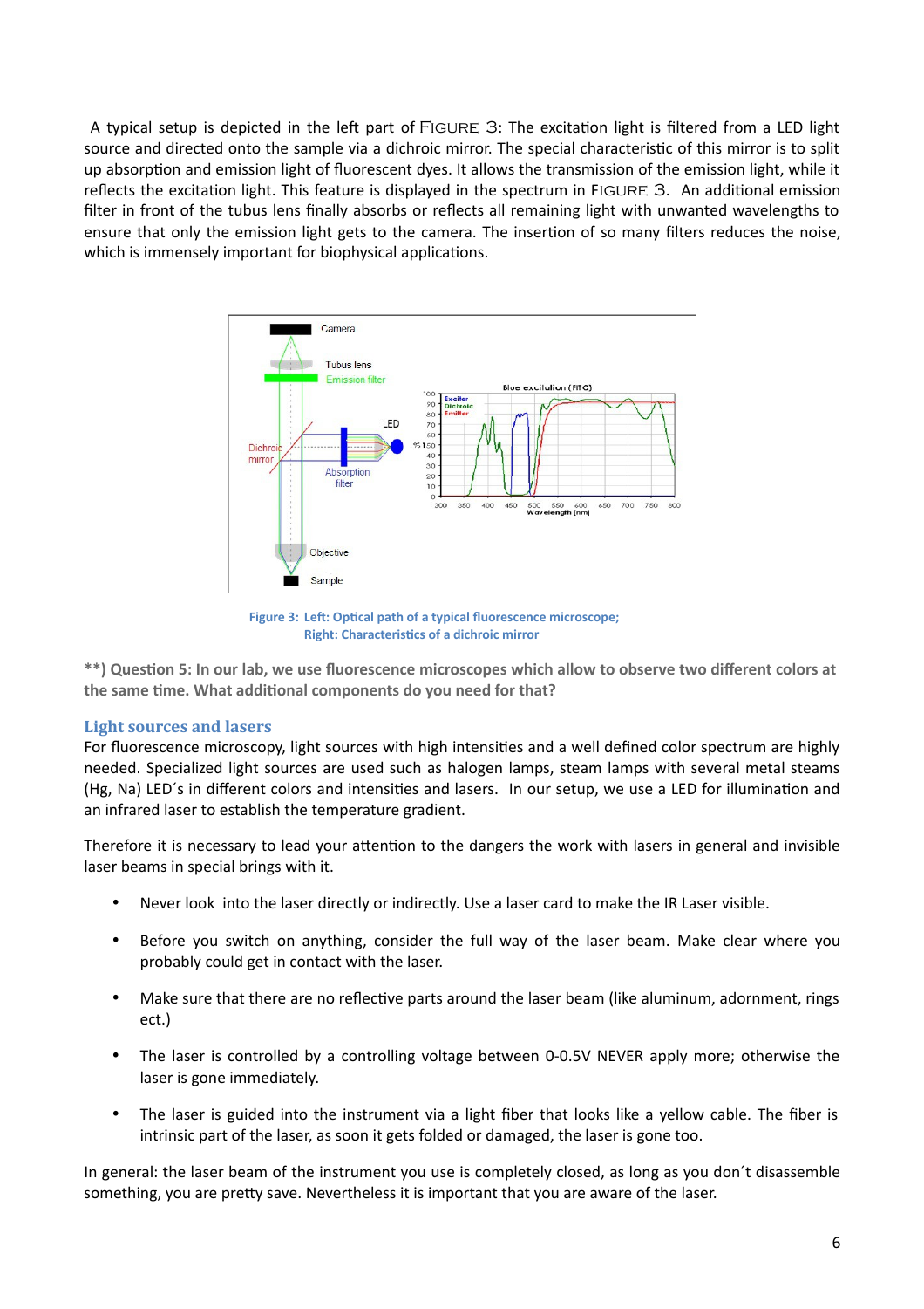A typical setup is depicted in the left part of FIGURE 3: The excitation light is filtered from a LED light source and directed onto the sample via a dichroic mirror. The special characteristic of this mirror is to split up absorption and emission light of fluorescent dyes. It allows the transmission of the emission light, while it reflects the excitation light. This feature is displayed in the spectrum in FIGURE 3. An additional emission filter in front of the tubus lens finally absorbs or reflects all remaining light with unwanted wavelengths to ensure that only the emission light gets to the camera. The insertion of so many filters reduces the noise, which is immensely important for biophysical applications.

Figure 3: Left: Optical path of a typical fluorescence microscope; Right: Characteristics of a dichroic mirror

**\*\*) Question 5: In our lab, we use fluorescence microscopes which allow to observe two different colors at the same time. What additional components do you need for that?**

## Light sources and lasers

For fluorescence microscopy, light sources with high intensities and a well defined color spectrum are highly needed. Specialized light sources are used such as halogen lamps, steam lamps with several metal steams (Hg, Na) LED´s in different colors and intensities and lasers. In our setup, we use a LED for illumination and an infrared laser to establish the temperature gradient.

Therefore it is necessary to lead your attention to the dangers the work with lasers in general and invisible laser beams in special brings with it.

- Never look into the laser directly or indirectly. Use a laser card to make the IR Laser visible.
- Before you switch on anything, consider the full way of the laser beam. Make clear where you probably could get in contact with the laser.
- Make sure that there are no reflective parts around the laser beam (like aluminum, adornment, rings ect.)
- The laser is controlled by a controlling voltage between 0-0.5V NEVER apply more; otherwise the laser is gone immediately.
- The laser is guided into the instrument via a light fiber that looks like a yellow cable. The fiber is intrinsic part of the laser, as soon it gets folded or damaged, the laser is gone too.

In general: the laser beam of the instrument you use is completely closed, as long as you don´t disassemble something, you are pretty save. Nevertheless it is important that you are aware of the laser.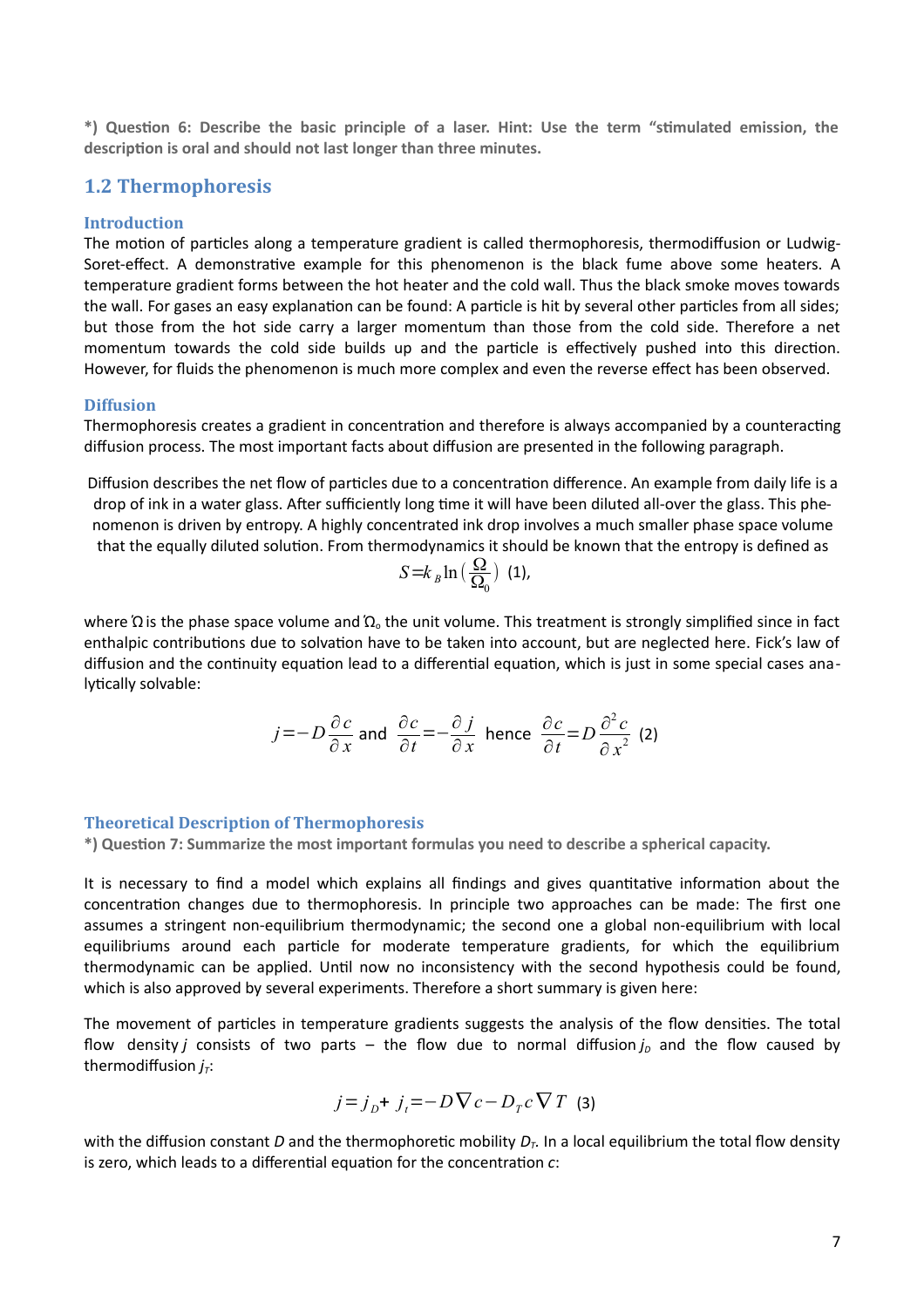**\*) Question 6: Describe the basic principle of a laser. Hint: Use the term "stimulated emission, the description is oral and should not last longer than three minutes.**

## 1.2 Thermophoresis

### Introduction

The motion of particles along a temperature gradient is called thermophoresis, thermodiffusion or Ludwig-Soret-effect. A demonstrative example for this phenomenon is the black fume above some heaters. A temperature gradient forms between the hot heater and the cold wall. Thus the black smoke moves towards the wall. For gases an easy explanation can be found: A particle is hit by several other particles from all sides; but those from the hot side carry a larger momentum than those from the cold side. Therefore a net momentum towards the cold side builds up and the particle is effectively pushed into this direction. However, for fluids the phenomenon is much more complex and even the reverse effect has been observed.

### Diffusion

Thermophoresis creates a gradient in concentration and therefore is always accompanied by a counteracting diffusion process. The most important facts about diffusion are presented in the following paragraph.

Diffusion describes the net flow of particles due to a concentration difference. An example from daily life is a drop of ink in a water glass. After sufficiently long time it will have been diluted all-over the glass. This phenomenon is driven by entropy. A highly concentrated ink drop involves a much smaller phase space volume that the equally diluted solution. From thermodynamics it should be known that the entropy is defined as

$$S = k_B \ln\left(\frac{\Omega}{\Omega_0}\right) \quad (1),$$

where $\Omega$ is the phase space volume and $\Omega_0$ the unit volume. This treatment is strongly simplified since in fact enthalpic contributions due to solvation have to be taken into account, but are neglected here. Fick's law of diffusion and the continuity equation lead to a differential equation, which is just in some special cases analytically solvable:

$$j = -D\frac{\partial c}{\partial x} \text{ and } \frac{\partial c}{\partial t} = -\frac{\partial j}{\partial x} \text{ hence } \frac{\partial c}{\partial t} = D\frac{\partial^2 c}{\partial x^2} \quad (2)$$

### Theoretical Description of Thermophoresis

**\*) Question 7: Summarize the most important formulas you need to describe a spherical capacity.**

It is necessary to find a model which explains all findings and gives quantitative information about the concentration changes due to thermophoresis. In principle two approaches can be made: The first one assumes a stringent non-equilibrium thermodynamic; the second one a global non-equilibrium with local equilibriums around each particle for moderate temperature gradients, for which the equilibrium thermodynamic can be applied. Until now no inconsistency with the second hypothesis could be found, which is also approved by several experiments. Therefore a short summary is given here:

The movement of particles in temperature gradients suggests the analysis of the flow densities. The total flow density $j$ consists of two parts – the flow due to normal diffusion $j_D$ and the flow caused by thermodiffusion $j_T$:

$$j = j_D + j_t = -D\nabla c - D_T c \nabla T \quad (3)$$

with the diffusion constant $D$ and the thermophoretic mobility $D_T$. In a local equilibrium the total flow density is zero, which leads to a differential equation for the concentration $c$: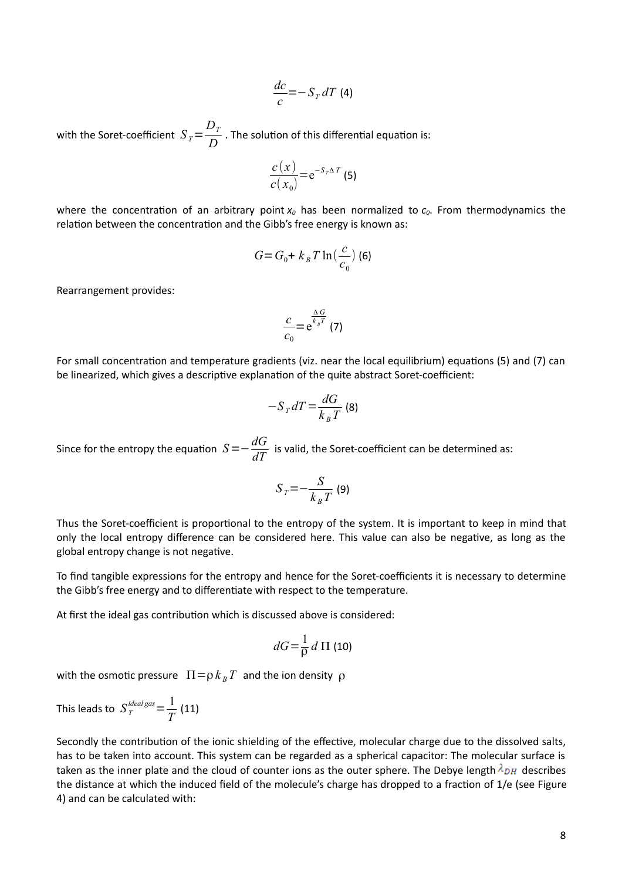$$\frac{dc}{c} = -S_T\,dT \quad (4)$$

with the Soret-coefficient $S_T = \frac{D_T}{D}$ . The solution of this differential equation is:

$$\frac{c(x)}{c(x_0)} = e^{-S_T \Delta T} \quad (5)$$

where the concentration of an arbitrary point $x_0$ has been normalized to $c_0$. From thermodynamics the relation between the concentration and the Gibb's free energy is known as:

$$G = G_0 + k_B T \ln\left(\frac{c}{c_0}\right) \quad (6)$$

Rearrangement provides:

$$\frac{c}{c_0} = e^{\frac{\Delta G}{k_B T}} \quad (7)$$

For small concentration and temperature gradients (viz. near the local equilibrium) equations (5) and (7) can be linearized, which gives a descriptive explanation of the quite abstract Soret-coefficient:

$$-S_T\,dT = \frac{dG}{k_B T} \quad (8)$$

Since for the entropy the equation $S = -\frac{dG}{dT}$ is valid, the Soret-coefficient can be determined as:

$$S_T = -\frac{S}{k_B T} \quad (9)$$

Thus the Soret-coefficient is proportional to the entropy of the system. It is important to keep in mind that only the local entropy difference can be considered here. This value can also be negative, as long as the global entropy change is not negative.

To find tangible expressions for the entropy and hence for the Soret-coefficients it is necessary to determine the Gibb's free energy and to differentiate with respect to the temperature.

At first the ideal gas contribution which is discussed above is considered:

$$dG = \frac{1}{\rho}\,d\,\Pi \quad (10)$$

with the osmotic pressure $\Pi = \rho\,k_B T$ and the ion density $\rho$

This leads to $S_T^{ideal\,gas} = \frac{1}{T}$ (11)

Secondly the contribution of the ionic shielding of the effective, molecular charge due to the dissolved salts, has to be taken into account. This system can be regarded as a spherical capacitor: The molecular surface is taken as the inner plate and the cloud of counter ions as the outer sphere. The Debye length $\lambda_{DH}$ describes the distance at which the induced field of the molecule's charge has dropped to a fraction of 1/e (see Figure 4) and can be calculated with: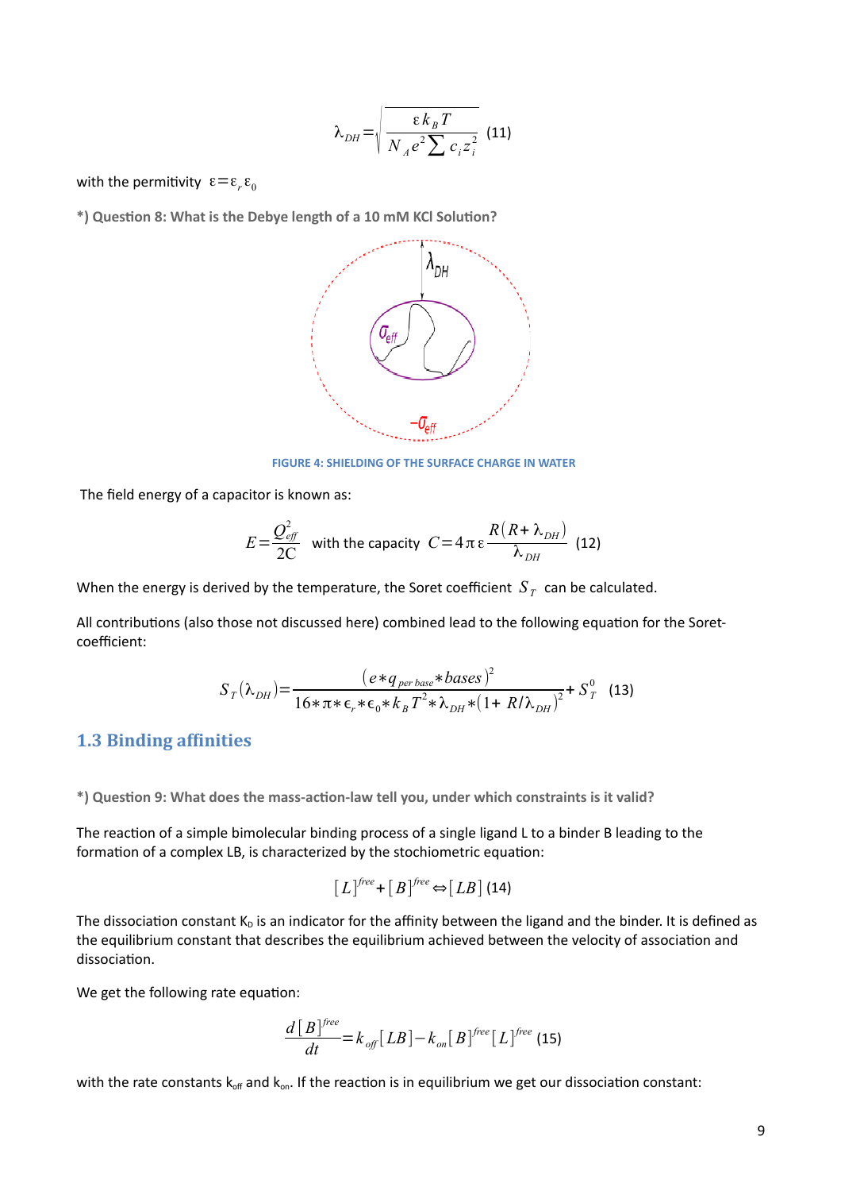$$\lambda_{DH} = \sqrt{\frac{\varepsilon k_B T}{N_A e^2 \sum c_i z_i^2}} \quad (11)$$

with the permitivity $\varepsilon = \varepsilon_r \varepsilon_0$

**\*) Question 8: What is the Debye length of a 10 mM KCl Solution?**

FIGURE 4: SHIELDING OF THE SURFACE CHARGE IN WATER

The field energy of a capacitor is known as:

$$E = \frac{Q_{eff}^2}{2C} \quad \text{with the capacity} \quad C = 4\pi\varepsilon \frac{R(R+\lambda_{DH})}{\lambda_{DH}} \quad (12)$$

When the energy is derived by the temperature, the Soret coefficient $S_T$ can be calculated.

All contributions (also those not discussed here) combined lead to the following equation for the Soret-coefficient:

$$S_T(\lambda_{DH}) = \frac{(e * q_{per\,base} * bases)^2}{16 * \pi * \epsilon_r * \epsilon_0 * k_B T^2 * \lambda_{DH} * (1 + R/\lambda_{DH})^2} + S_T^0 \quad (13)$$

## 1.3 Binding affinities

**\*) Question 9: What does the mass-action-law tell you, under which constraints is it valid?**

The reaction of a simple bimolecular binding process of a single ligand L to a binder B leading to the formation of a complex LB, is characterized by the stochiometric equation:

$$[L]^{free} + [B]^{free} \Leftrightarrow [LB] \quad (14)$$

The dissociation constant $K_D$ is an indicator for the affinity between the ligand and the binder. It is defined as the equilibrium constant that describes the equilibrium achieved between the velocity of association and dissociation.

We get the following rate equation:

$$\frac{d[B]^{free}}{dt} = k_{off}[LB] - k_{on}[B]^{free}[L]^{free} \quad (15)$$

with the rate constants $k_{off}$ and $k_{on}$. If the reaction is in equilibrium we get our dissociation constant: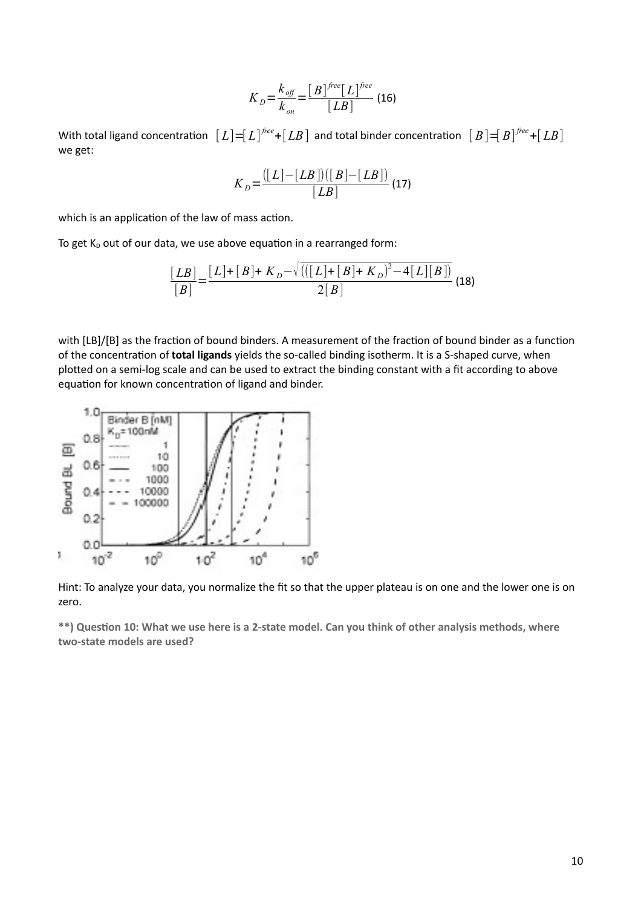$$K_D = \frac{k_{off}}{k_{on}} = \frac{[B]^{free}[L]^{free}}{[LB]} \quad (16)$$

With total ligand concentration $[L] = [L]^{free} + [LB]$ and total binder concentration $[B] = [B]^{free} + [LB]$ we get:

$$K_D = \frac{([L]-[LB])([B]-[LB])}{[LB]} \quad (17)$$

which is an application of the law of mass action.

To get $K_D$ out of our data, we use above equation in a rearranged form:

$$\frac{[LB]}{[B]} = \frac{[L]+[B]+K_D - \sqrt{(([L]+[B]+K_D)^2 - 4[L][B])}}{2[B]} \quad (18)$$

with [LB]/[B] as the fraction of bound binders. A measurement of the fraction of bound binder as a function of the concentration of **total ligands** yields the so-called binding isotherm. It is a S-shaped curve, when plotted on a semi-log scale and can be used to extract the binding constant with a fit according to above equation for known concentration of ligand and binder.

Hint: To analyze your data, you normalize the fit so that the upper plateau is on one and the lower one is on zero.

**\*\*) Question 10: What we use here is a 2-state model. Can you think of other analysis methods, where two-state models are used?**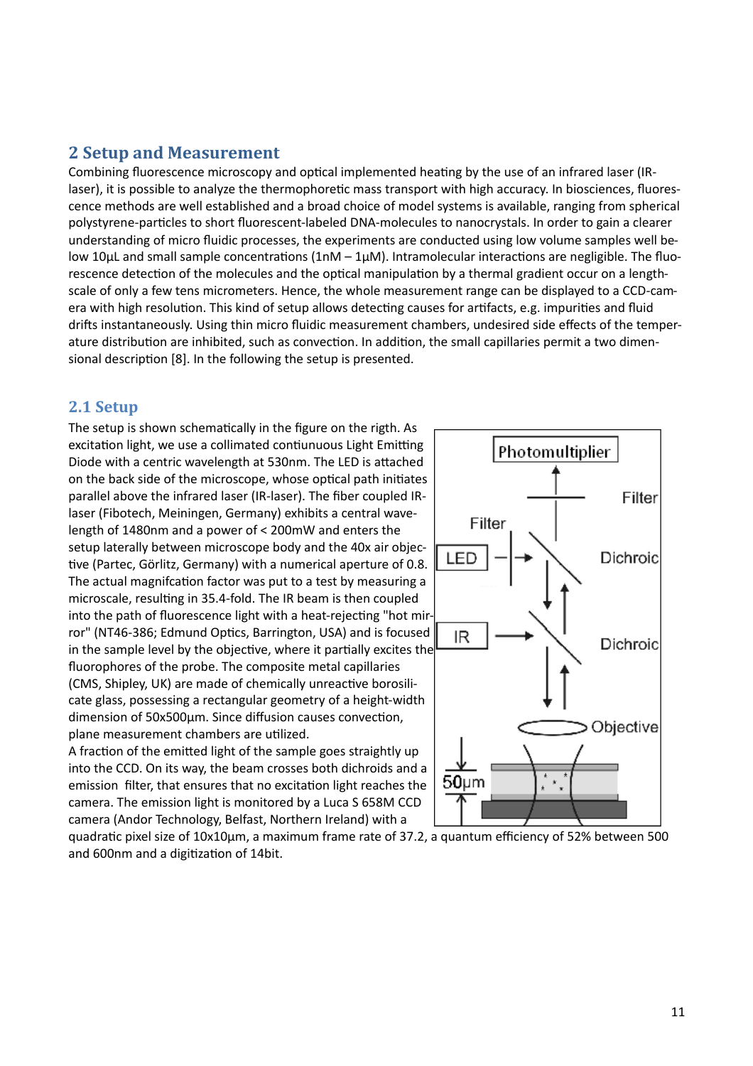## 2 Setup and Measurement

Combining fluorescence microscopy and optical implemented heating by the use of an infrared laser (IR-laser), it is possible to analyze the thermophoretic mass transport with high accuracy. In biosciences, fluorescence methods are well established and a broad choice of model systems is available, ranging from spherical polystyrene-particles to short fluorescent-labeled DNA-molecules to nanocrystals. In order to gain a clearer understanding of micro fluidic processes, the experiments are conducted using low volume samples well below 10µL and small sample concentrations (1nM – 1µM). Intramolecular interactions are negligible. The fluorescence detection of the molecules and the optical manipulation by a thermal gradient occur on a length-scale of only a few tens micrometers. Hence, the whole measurement range can be displayed to a CCD-camera with high resolution. This kind of setup allows detecting causes for artifacts, e.g. impurities and fluid drifts instantaneously. Using thin micro fluidic measurement chambers, undesired side effects of the temperature distribution are inhibited, such as convection. In addition, the small capillaries permit a two dimensional description [8]. In the following the setup is presented.

### 2.1 Setup

The setup is shown schematically in the figure on the rigth. As excitation light, we use a collimated contiunuous Light Emitting Diode with a centric wavelength at 530nm. The LED is attached on the back side of the microscope, whose optical path initiates parallel above the infrared laser (IR-laser). The fiber coupled IR-laser (Fibotech, Meiningen, Germany) exhibits a central wavelength of 1480nm and a power of < 200mW and enters the setup laterally between microscope body and the 40x air objective (Partec, Görlitz, Germany) with a numerical aperture of 0.8. The actual magnifcation factor was put to a test by measuring a microscale, resulting in 35.4-fold. The IR beam is then coupled into the path of fluorescence light with a heat-rejecting "hot mirror" (NT46-386; Edmund Optics, Barrington, USA) and is focused in the sample level by the objective, where it partially excites the fluorophores of the probe. The composite metal capillaries (CMS, Shipley, UK) are made of chemically unreactive borosilicate glass, possessing a rectangular geometry of a height-width dimension of 50x500µm. Since diffusion causes convection, plane measurement chambers are utilized.

A fraction of the emitted light of the sample goes straightly up into the CCD. On its way, the beam crosses both dichroids and a emission filter, that ensures that no excitation light reaches the camera. The emission light is monitored by a Luca S 658M CCD camera (Andor Technology, Belfast, Northern Ireland) with a quadratic pixel size of 10x10µm, a maximum frame rate of 37.2, a quantum efficiency of 52% between 500 and 600nm and a digitization of 14bit.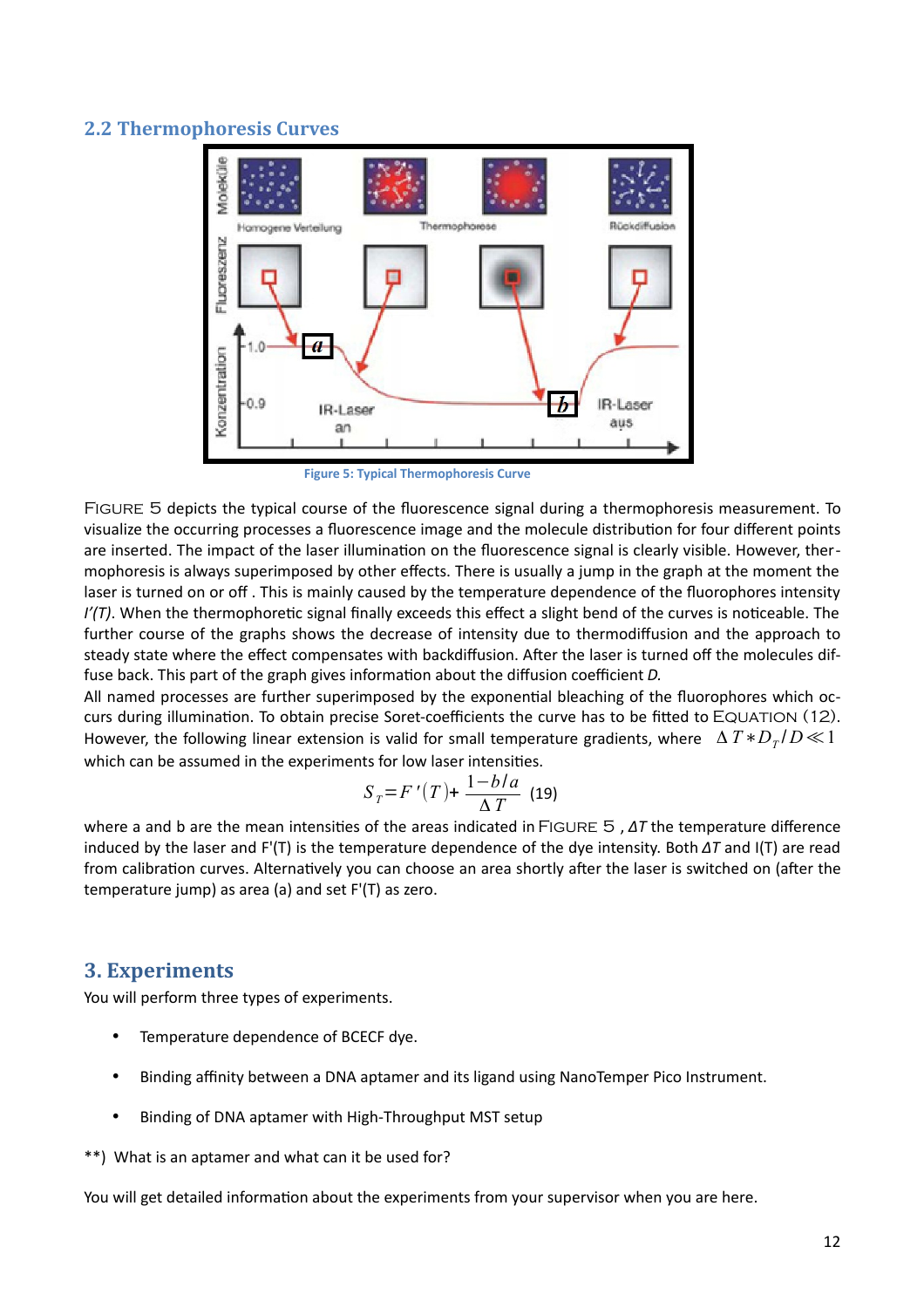## 2.2 Thermophoresis Curves

Figure 5: Typical Thermophoresis Curve

FIGURE 5 depicts the typical course of the fluorescence signal during a thermophoresis measurement. To visualize the occurring processes a fluorescence image and the molecule distribution for four different points are inserted. The impact of the laser illumination on the fluorescence signal is clearly visible. However, thermophoresis is always superimposed by other effects. There is usually a jump in the graph at the moment the laser is turned on or off . This is mainly caused by the temperature dependence of the fluorophores intensity *I'(T)*. When the thermophoretic signal finally exceeds this effect a slight bend of the curves is noticeable. The further course of the graphs shows the decrease of intensity due to thermodiffusion and the approach to steady state where the effect compensates with backdiffusion. After the laser is turned off the molecules diffuse back. This part of the graph gives information about the diffusion coefficient *D.*

All named processes are further superimposed by the exponential bleaching of the fluorophores which occurs during illumination. To obtain precise Soret-coefficients the curve has to be fitted to EQUATION (12). However, the following linear extension is valid for small temperature gradients, where $\Delta T * D_T / D \ll 1$ which can be assumed in the experiments for low laser intensities.

$$S_T = F'(T) + \frac{1 - b/a}{\Delta T} \quad (19)$$

where a and b are the mean intensities of the areas indicated in FIGURE 5 , *ΔT* the temperature difference induced by the laser and F'(T) is the temperature dependence of the dye intensity. Both *ΔT* and I(T) are read from calibration curves. Alternatively you can choose an area shortly after the laser is switched on (after the temperature jump) as area (a) and set F'(T) as zero.

# 3. Experiments

You will perform three types of experiments.

- Temperature dependence of BCECF dye.
- Binding affinity between a DNA aptamer and its ligand using NanoTemper Pico Instrument.
- Binding of DNA aptamer with High-Throughput MST setup

**) What is an aptamer and what can it be used for?

You will get detailed information about the experiments from your supervisor when you are here.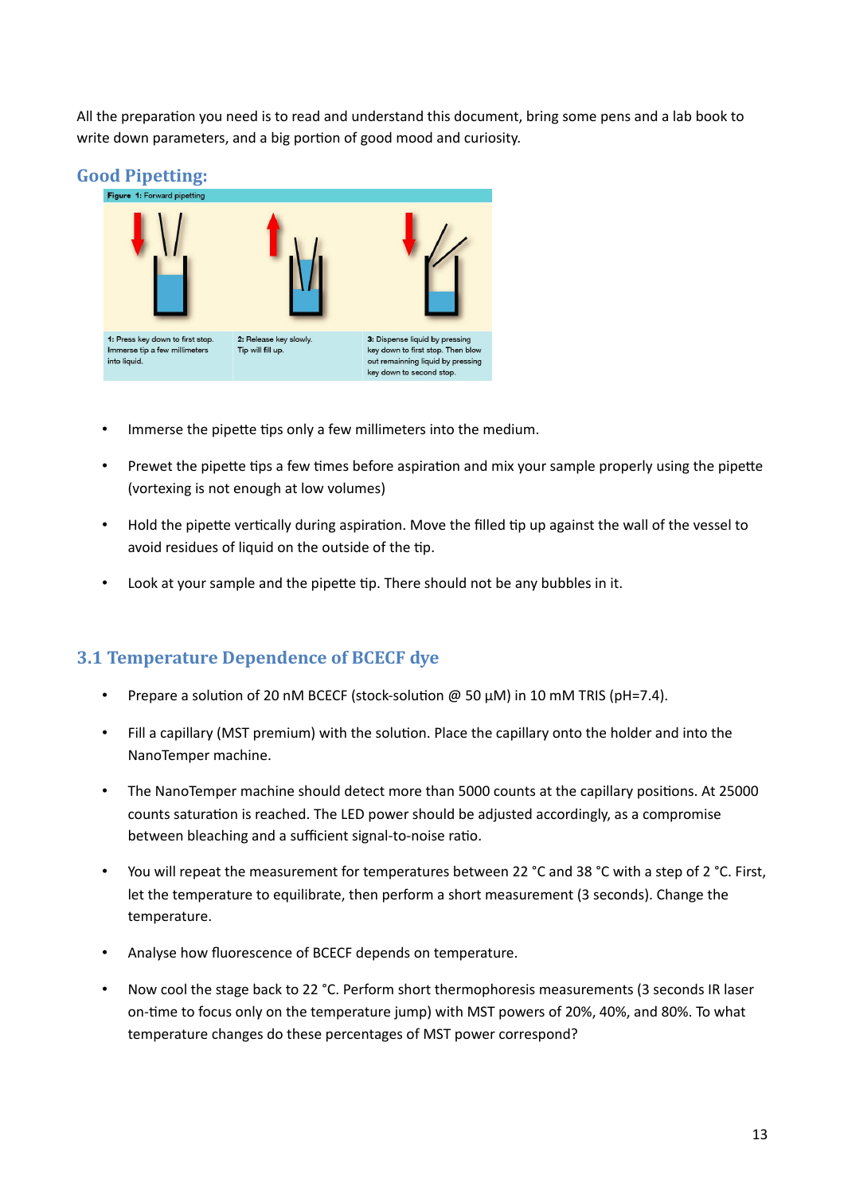All the preparation you need is to read and understand this document, bring some pens and a lab book to write down parameters, and a big portion of good mood and curiosity.

### Good Pipetting:

**Figure 1:** Forward pipetting

1: Press key down to first stop. Immerse tip a few millimeters into liquid.

2: Release key slowly. Tip will fill up.

3: Dispense liquid by pressing key down to first stop. Then blow out remainning liquid by pressing key down to second stop.

- Immerse the pipette tips only a few millimeters into the medium.
- Prewet the pipette tips a few times before aspiration and mix your sample properly using the pipette (vortexing is not enough at low volumes)
- Hold the pipette vertically during aspiration. Move the filled tip up against the wall of the vessel to avoid residues of liquid on the outside of the tip.
- Look at your sample and the pipette tip. There should not be any bubbles in it.

### 3.1 Temperature Dependence of BCECF dye

- Prepare a solution of 20 nM BCECF (stock-solution @ 50 µM) in 10 mM TRIS (pH=7.4).
- Fill a capillary (MST premium) with the solution. Place the capillary onto the holder and into the NanoTemper machine.
- The NanoTemper machine should detect more than 5000 counts at the capillary positions. At 25000 counts saturation is reached. The LED power should be adjusted accordingly, as a compromise between bleaching and a sufficient signal-to-noise ratio.
- You will repeat the measurement for temperatures between 22 °C and 38 °C with a step of 2 °C. First, let the temperature to equilibrate, then perform a short measurement (3 seconds). Change the temperature.
- Analyse how fluorescence of BCECF depends on temperature.
- Now cool the stage back to 22 °C. Perform short thermophoresis measurements (3 seconds IR laser on-time to focus only on the temperature jump) with MST powers of 20%, 40%, and 80%. To what temperature changes do these percentages of MST power correspond?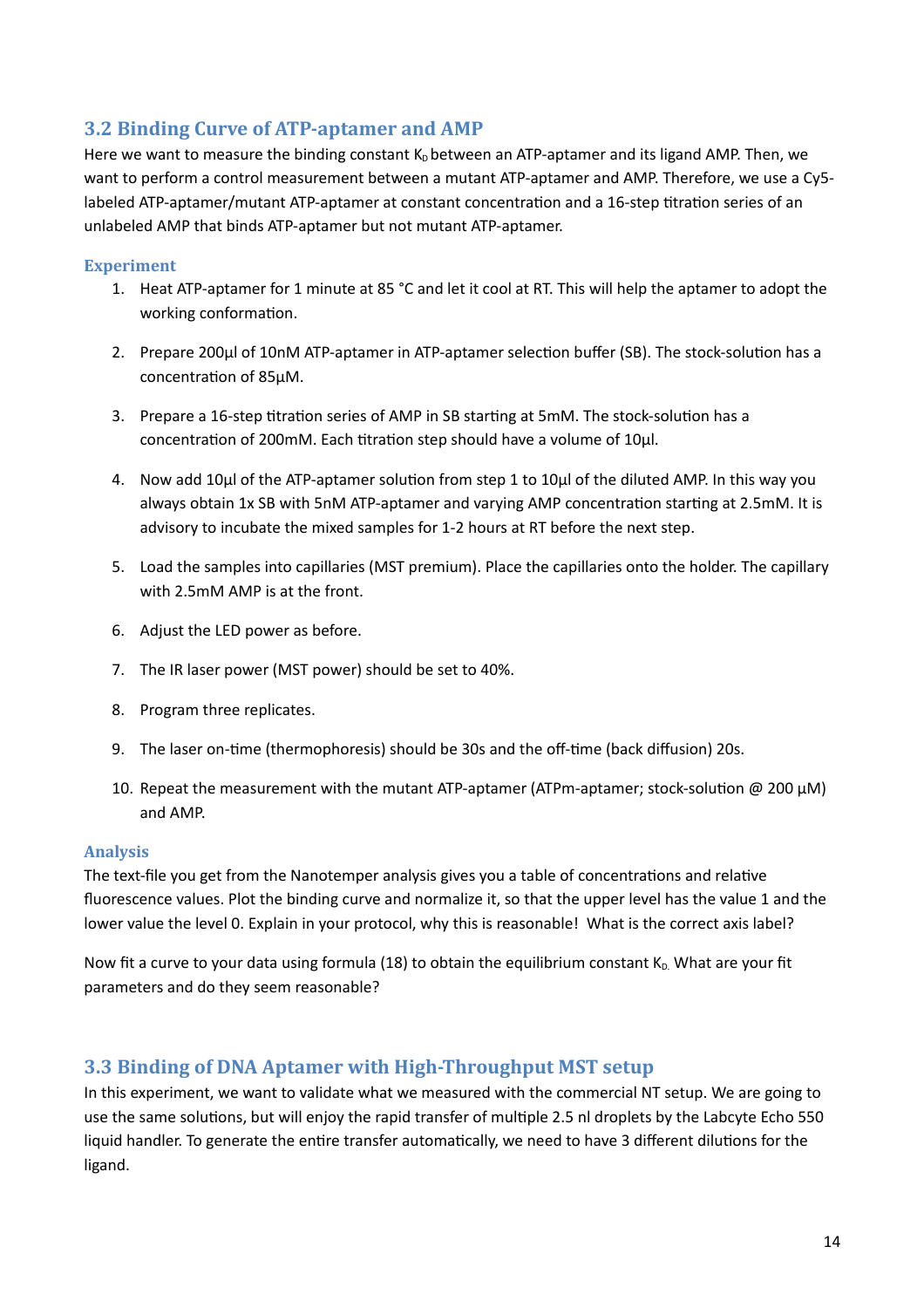## 3.2 Binding Curve of ATP-aptamer and AMP

Here we want to measure the binding constant $K_D$ between an ATP-aptamer and its ligand AMP. Then, we want to perform a control measurement between a mutant ATP-aptamer and AMP. Therefore, we use a Cy5-labeled ATP-aptamer/mutant ATP-aptamer at constant concentration and a 16-step titration series of an unlabeled AMP that binds ATP-aptamer but not mutant ATP-aptamer.

### Experiment

1. Heat ATP-aptamer for 1 minute at 85 °C and let it cool at RT. This will help the aptamer to adopt the working conformation.
2. Prepare 200µl of 10nM ATP-aptamer in ATP-aptamer selection buffer (SB). The stock-solution has a concentration of 85µM.
3. Prepare a 16-step titration series of AMP in SB starting at 5mM. The stock-solution has a concentration of 200mM. Each titration step should have a volume of 10µl.
4. Now add 10µl of the ATP-aptamer solution from step 1 to 10µl of the diluted AMP. In this way you always obtain 1x SB with 5nM ATP-aptamer and varying AMP concentration starting at 2.5mM. It is advisory to incubate the mixed samples for 1-2 hours at RT before the next step.
5. Load the samples into capillaries (MST premium). Place the capillaries onto the holder. The capillary with 2.5mM AMP is at the front.
6. Adjust the LED power as before.
7. The IR laser power (MST power) should be set to 40%.
8. Program three replicates.
9. The laser on-time (thermophoresis) should be 30s and the off-time (back diffusion) 20s.
10. Repeat the measurement with the mutant ATP-aptamer (ATPm-aptamer; stock-solution @ 200 µM) and AMP.

### Analysis

The text-file you get from the Nanotemper analysis gives you a table of concentrations and relative fluorescence values. Plot the binding curve and normalize it, so that the upper level has the value 1 and the lower value the level 0. Explain in your protocol, why this is reasonable! What is the correct axis label?

Now fit a curve to your data using formula (18) to obtain the equilibrium constant $K_D$. What are your fit parameters and do they seem reasonable?

## 3.3 Binding of DNA Aptamer with High-Throughput MST setup

In this experiment, we want to validate what we measured with the commercial NT setup. We are going to use the same solutions, but will enjoy the rapid transfer of multiple 2.5 nl droplets by the Labcyte Echo 550 liquid handler. To generate the entire transfer automatically, we need to have 3 different dilutions for the ligand.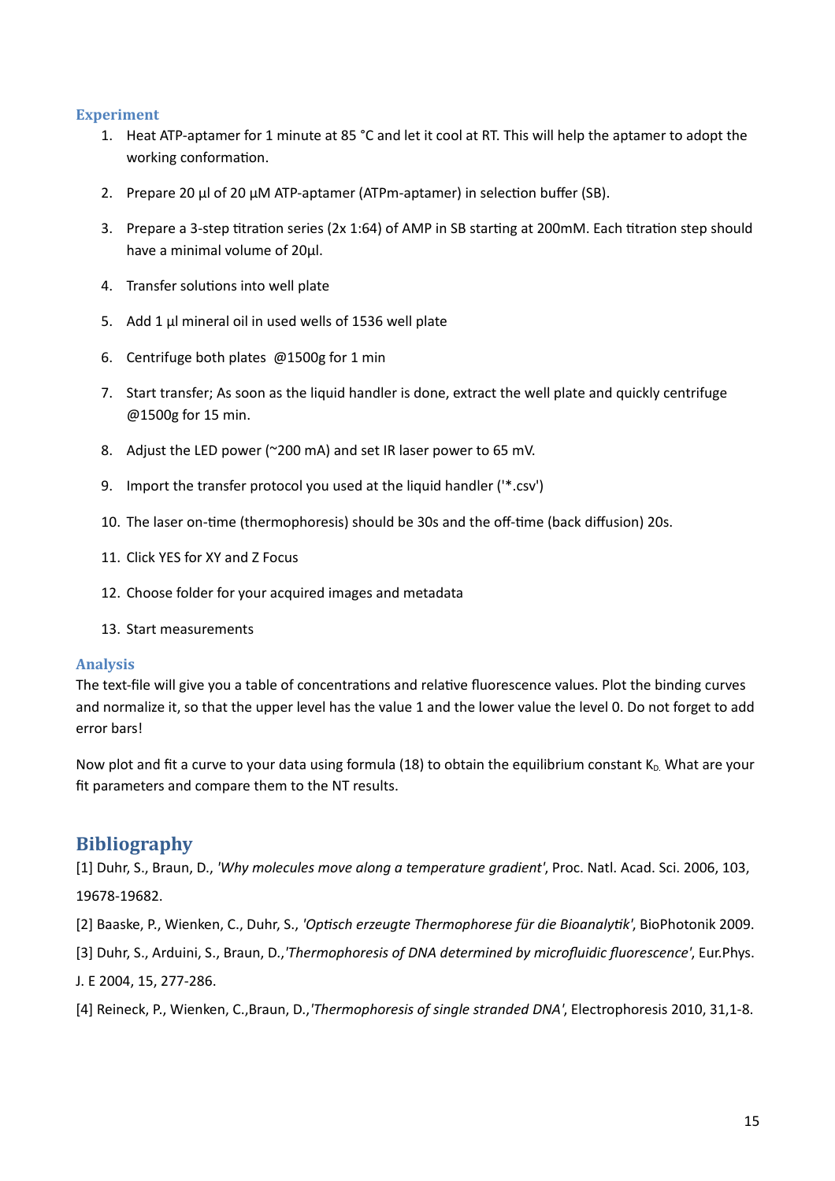### Experiment

1. Heat ATP-aptamer for 1 minute at 85 °C and let it cool at RT. This will help the aptamer to adopt the working conformation.
2. Prepare 20 µl of 20 µM ATP-aptamer (ATPm-aptamer) in selection buffer (SB).
3. Prepare a 3-step titration series (2x 1:64) of AMP in SB starting at 200mM. Each titration step should have a minimal volume of 20µl.
4. Transfer solutions into well plate
5. Add 1 µl mineral oil in used wells of 1536 well plate
6. Centrifuge both plates @1500g for 1 min
7. Start transfer; As soon as the liquid handler is done, extract the well plate and quickly centrifuge @1500g for 15 min.
8. Adjust the LED power (~200 mA) and set IR laser power to 65 mV.
9. Import the transfer protocol you used at the liquid handler ('*.csv')
10. The laser on-time (thermophoresis) should be 30s and the off-time (back diffusion) 20s.
11. Click YES for XY and Z Focus
12. Choose folder for your acquired images and metadata
13. Start measurements

### Analysis

The text-file will give you a table of concentrations and relative fluorescence values. Plot the binding curves and normalize it, so that the upper level has the value 1 and the lower value the level 0. Do not forget to add error bars!

Now plot and fit a curve to your data using formula (18) to obtain the equilibrium constant $K_D$. What are your fit parameters and compare them to the NT results.

## Bibliography

[1] Duhr, S., Braun, D., *'Why molecules move along a temperature gradient'*, Proc. Natl. Acad. Sci. 2006, 103, 19678-19682.

[2] Baaske, P., Wienken, C., Duhr, S., *'Optisch erzeugte Thermophorese für die Bioanalytik'*, BioPhotonik 2009.

[3] Duhr, S., Arduini, S., Braun, D.,*'Thermophoresis of DNA determined by microfluidic fluorescence'*, Eur.Phys. J. E 2004, 15, 277-286.

[4] Reineck, P., Wienken, C.,Braun, D.,*'Thermophoresis of single stranded DNA'*, Electrophoresis 2010, 31,1-8.